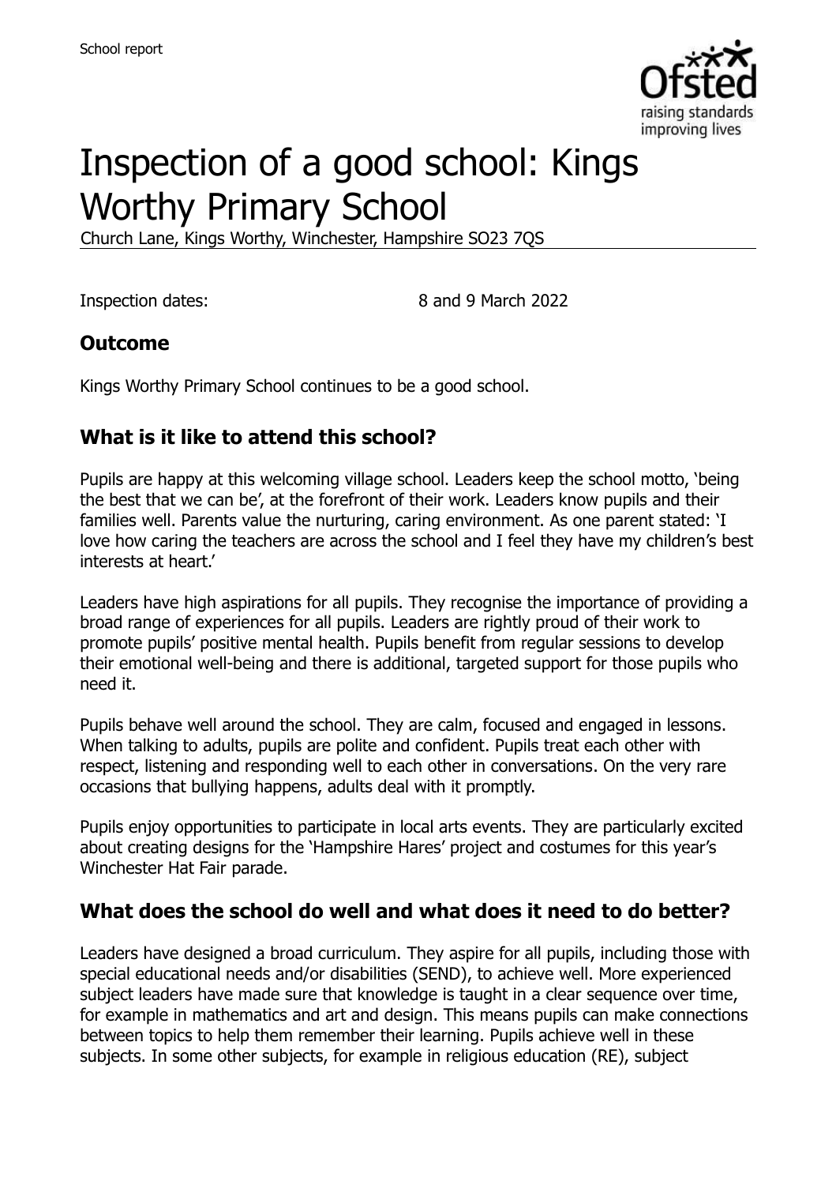# Inspection of a good school: Kings Worthy Primary School

Church Lane, Kings Worthy, Winchester, Hampshire SO23 7QS

Inspection dates: 8 and 9 March 2022

## Outcome

Kings Worthy Primary School continues to be a good school.

## What is it like to attend this school?

Pupils are happy at this welcoming village school. Leaders keep the school motto, 'being the best that we can be', at the forefront of their work. Leaders know pupils and their families well. Parents value the nurturing, caring environment. As one parent stated: 'I love how caring the teachers are across the school and I feel they have my children's best interests at heart.'

Leaders have high aspirations for all pupils. They recognise the importance of providing a broad range of experiences for all pupils. Leaders are rightly proud of their work to promote pupils' positive mental health. Pupils benefit from regular sessions to develop their emotional well-being and there is additional, targeted support for those pupils who need it.

Pupils behave well around the school. They are calm, focused and engaged in lessons. When talking to adults, pupils are polite and confident. Pupils treat each other with respect, listening and responding well to each other in conversations. On the very rare occasions that bullying happens, adults deal with it promptly.

Pupils enjoy opportunities to participate in local arts events. They are particularly excited about creating designs for the 'Hampshire Hares' project and costumes for this year's Winchester Hat Fair parade.

## What does the school do well and what does it need to do better?

Leaders have designed a broad curriculum. They aspire for all pupils, including those with special educational needs and/or disabilities (SEND), to achieve well. More experienced subject leaders have made sure that knowledge is taught in a clear sequence over time, for example in mathematics and art and design. This means pupils can make connections between topics to help them remember their learning. Pupils achieve well in these subjects. In some other subjects, for example in religious education (RE), subject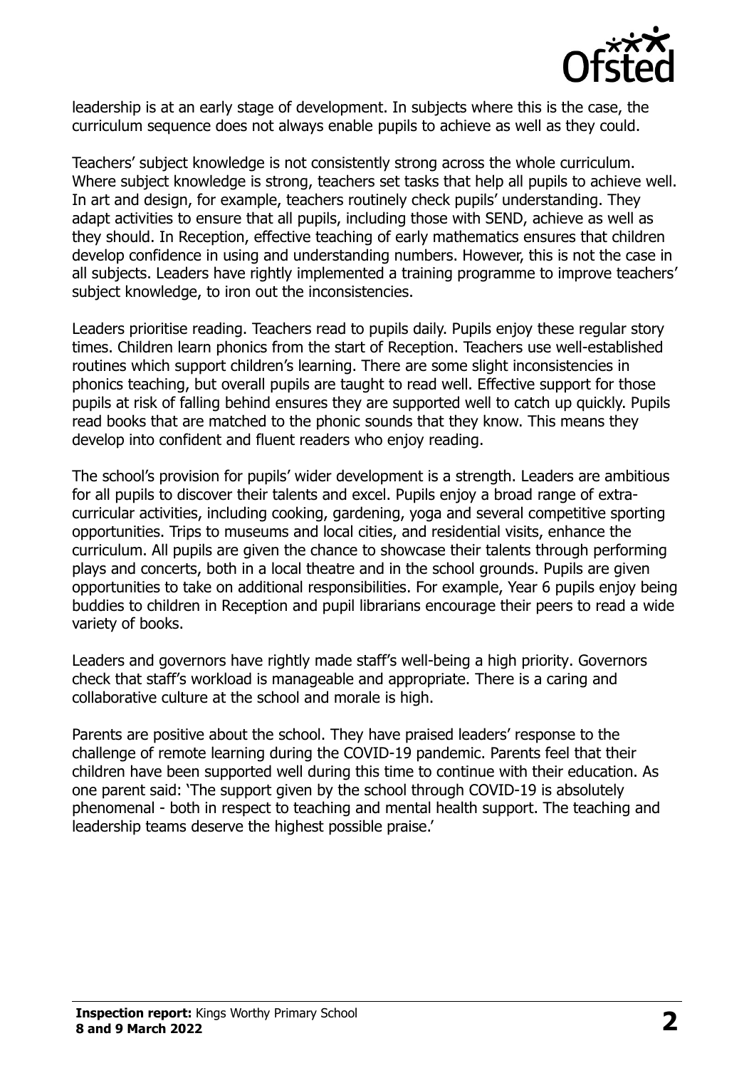leadership is at an early stage of development. In subjects where this is the case, the curriculum sequence does not always enable pupils to achieve as well as they could.

Teachers' subject knowledge is not consistently strong across the whole curriculum. Where subject knowledge is strong, teachers set tasks that help all pupils to achieve well. In art and design, for example, teachers routinely check pupils' understanding. They adapt activities to ensure that all pupils, including those with SEND, achieve as well as they should. In Reception, effective teaching of early mathematics ensures that children develop confidence in using and understanding numbers. However, this is not the case in all subjects. Leaders have rightly implemented a training programme to improve teachers' subject knowledge, to iron out the inconsistencies.

Leaders prioritise reading. Teachers read to pupils daily. Pupils enjoy these regular story times. Children learn phonics from the start of Reception. Teachers use well-established routines which support children's learning. There are some slight inconsistencies in phonics teaching, but overall pupils are taught to read well. Effective support for those pupils at risk of falling behind ensures they are supported well to catch up quickly. Pupils read books that are matched to the phonic sounds that they know. This means they develop into confident and fluent readers who enjoy reading.

The school's provision for pupils' wider development is a strength. Leaders are ambitious for all pupils to discover their talents and excel. Pupils enjoy a broad range of extra-curricular activities, including cooking, gardening, yoga and several competitive sporting opportunities. Trips to museums and local cities, and residential visits, enhance the curriculum. All pupils are given the chance to showcase their talents through performing plays and concerts, both in a local theatre and in the school grounds. Pupils are given opportunities to take on additional responsibilities. For example, Year 6 pupils enjoy being buddies to children in Reception and pupil librarians encourage their peers to read a wide variety of books.

Leaders and governors have rightly made staff's well-being a high priority. Governors check that staff's workload is manageable and appropriate. There is a caring and collaborative culture at the school and morale is high.

Parents are positive about the school. They have praised leaders' response to the challenge of remote learning during the COVID-19 pandemic. Parents feel that their children have been supported well during this time to continue with their education. As one parent said: 'The support given by the school through COVID-19 is absolutely phenomenal - both in respect to teaching and mental health support. The teaching and leadership teams deserve the highest possible praise.'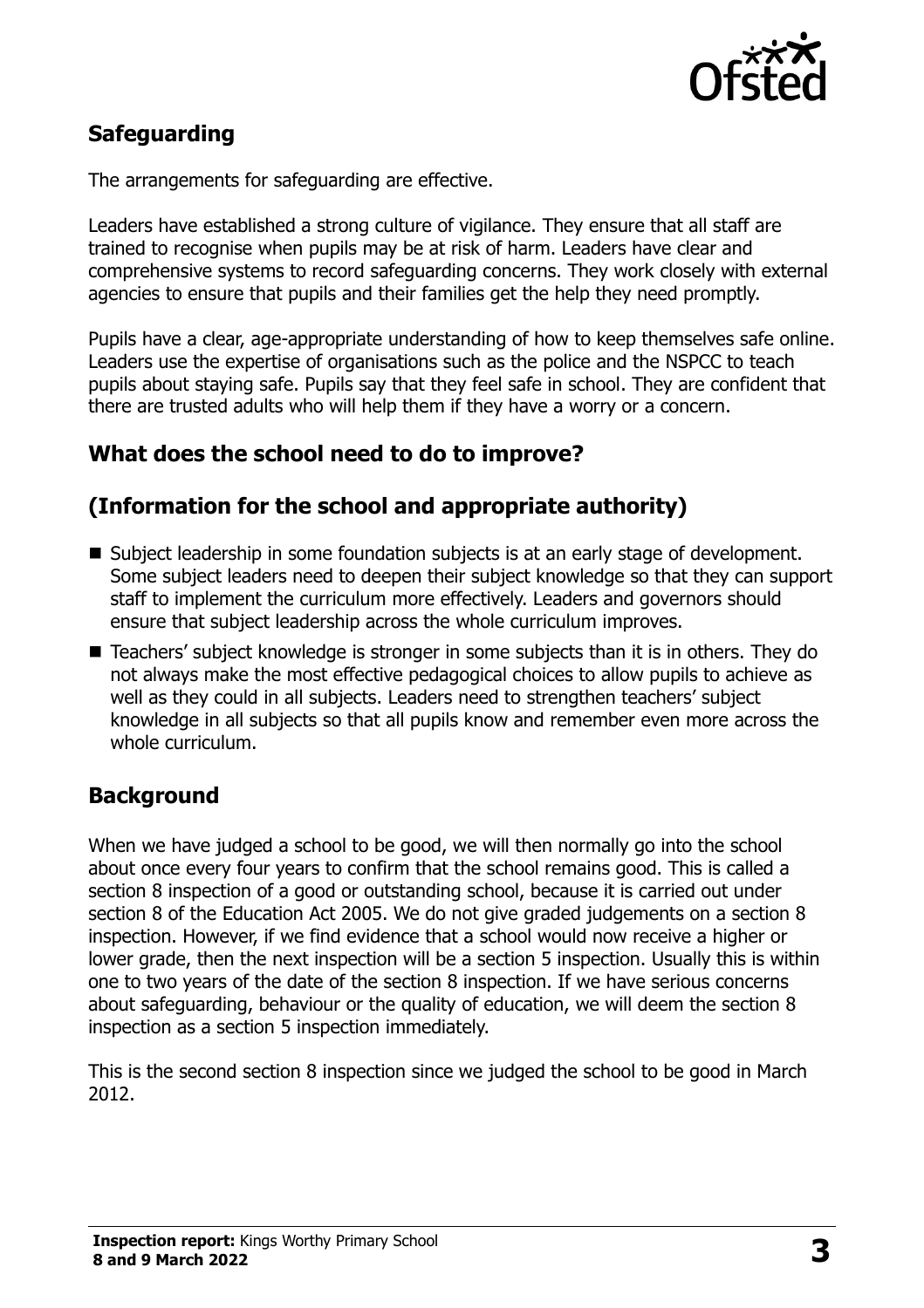## Safeguarding

The arrangements for safeguarding are effective.

Leaders have established a strong culture of vigilance. They ensure that all staff are trained to recognise when pupils may be at risk of harm. Leaders have clear and comprehensive systems to record safeguarding concerns. They work closely with external agencies to ensure that pupils and their families get the help they need promptly.

Pupils have a clear, age-appropriate understanding of how to keep themselves safe online. Leaders use the expertise of organisations such as the police and the NSPCC to teach pupils about staying safe. Pupils say that they feel safe in school. They are confident that there are trusted adults who will help them if they have a worry or a concern.

## What does the school need to do to improve?

## (Information for the school and appropriate authority)

- Subject leadership in some foundation subjects is at an early stage of development. Some subject leaders need to deepen their subject knowledge so that they can support staff to implement the curriculum more effectively. Leaders and governors should ensure that subject leadership across the whole curriculum improves.
- Teachers' subject knowledge is stronger in some subjects than it is in others. They do not always make the most effective pedagogical choices to allow pupils to achieve as well as they could in all subjects. Leaders need to strengthen teachers' subject knowledge in all subjects so that all pupils know and remember even more across the whole curriculum.

## Background

When we have judged a school to be good, we will then normally go into the school about once every four years to confirm that the school remains good. This is called a section 8 inspection of a good or outstanding school, because it is carried out under section 8 of the Education Act 2005. We do not give graded judgements on a section 8 inspection. However, if we find evidence that a school would now receive a higher or lower grade, then the next inspection will be a section 5 inspection. Usually this is within one to two years of the date of the section 8 inspection. If we have serious concerns about safeguarding, behaviour or the quality of education, we will deem the section 8 inspection as a section 5 inspection immediately.

This is the second section 8 inspection since we judged the school to be good in March 2012.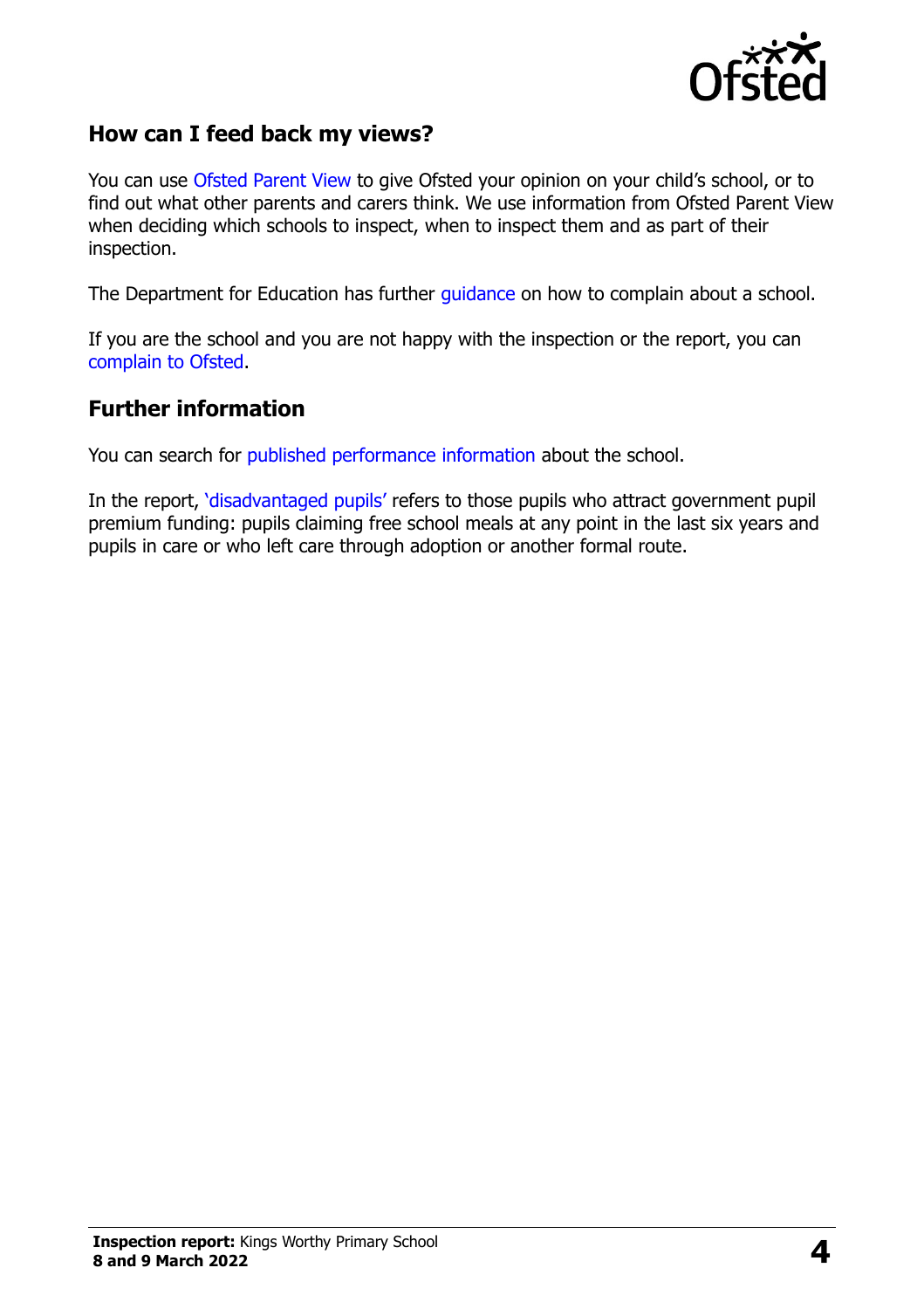## How can I feed back my views?

You can use Ofsted Parent View to give Ofsted your opinion on your child's school, or to find out what other parents and carers think. We use information from Ofsted Parent View when deciding which schools to inspect, when to inspect them and as part of their inspection.

The Department for Education has further guidance on how to complain about a school.

If you are the school and you are not happy with the inspection or the report, you can complain to Ofsted.

## Further information

You can search for published performance information about the school.

In the report, 'disadvantaged pupils' refers to those pupils who attract government pupil premium funding: pupils claiming free school meals at any point in the last six years and pupils in care or who left care through adoption or another formal route.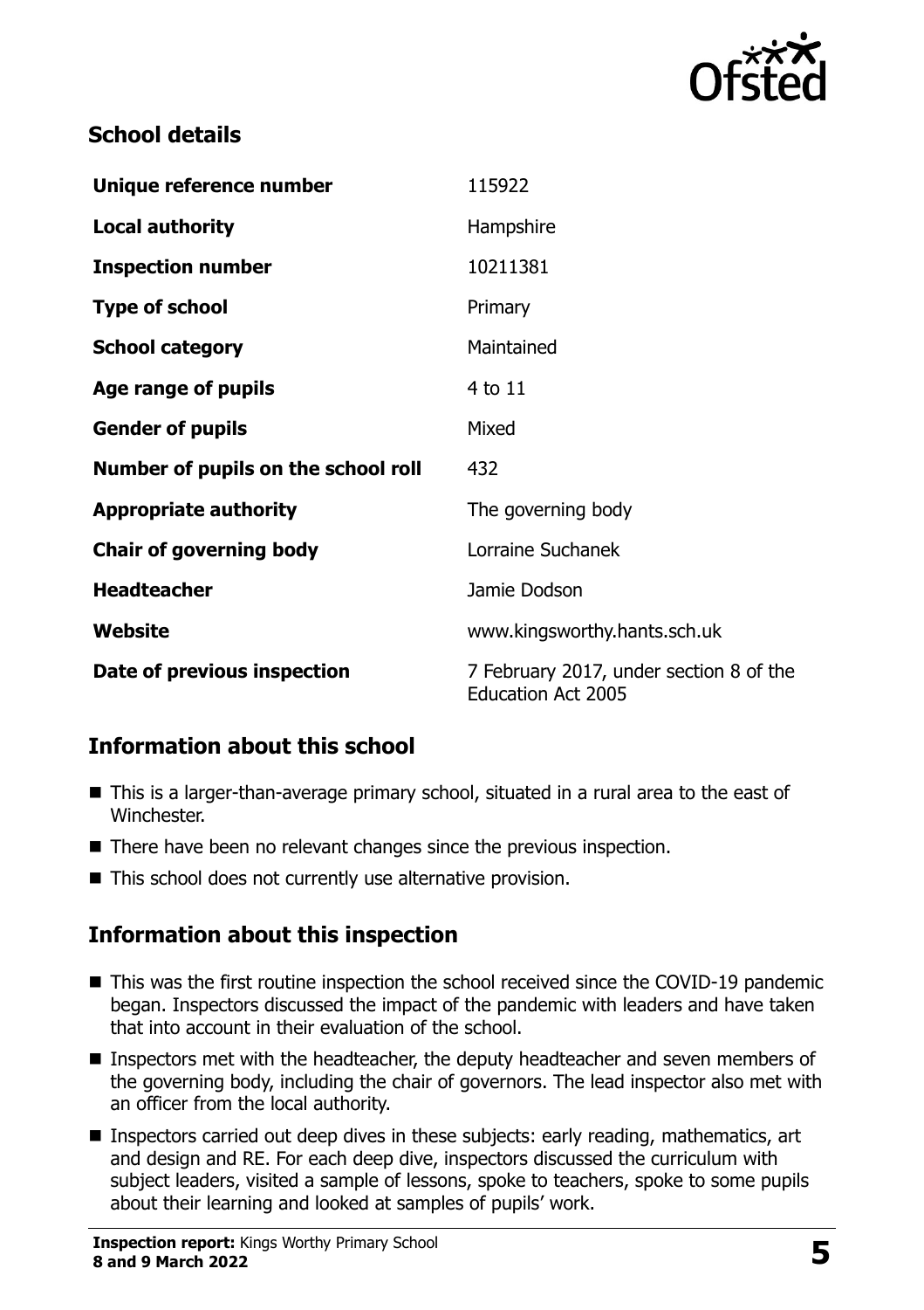## School details

| | |
|---|---|
| **Unique reference number** | 115922 |
| **Local authority** | Hampshire |
| **Inspection number** | 10211381 |
| **Type of school** | Primary |
| **School category** | Maintained |
| **Age range of pupils** | 4 to 11 |
| **Gender of pupils** | Mixed |
| **Number of pupils on the school roll** | 432 |
| **Appropriate authority** | The governing body |
| **Chair of governing body** | Lorraine Suchanek |
| **Headteacher** | Jamie Dodson |
| **Website** | www.kingsworthy.hants.sch.uk |
| **Date of previous inspection** | 7 February 2017, under section 8 of the Education Act 2005 |

## Information about this school

- This is a larger-than-average primary school, situated in a rural area to the east of Winchester.
- There have been no relevant changes since the previous inspection.
- This school does not currently use alternative provision.

## Information about this inspection

- This was the first routine inspection the school received since the COVID-19 pandemic began. Inspectors discussed the impact of the pandemic with leaders and have taken that into account in their evaluation of the school.
- Inspectors met with the headteacher, the deputy headteacher and seven members of the governing body, including the chair of governors. The lead inspector also met with an officer from the local authority.
- Inspectors carried out deep dives in these subjects: early reading, mathematics, art and design and RE. For each deep dive, inspectors discussed the curriculum with subject leaders, visited a sample of lessons, spoke to teachers, spoke to some pupils about their learning and looked at samples of pupils' work.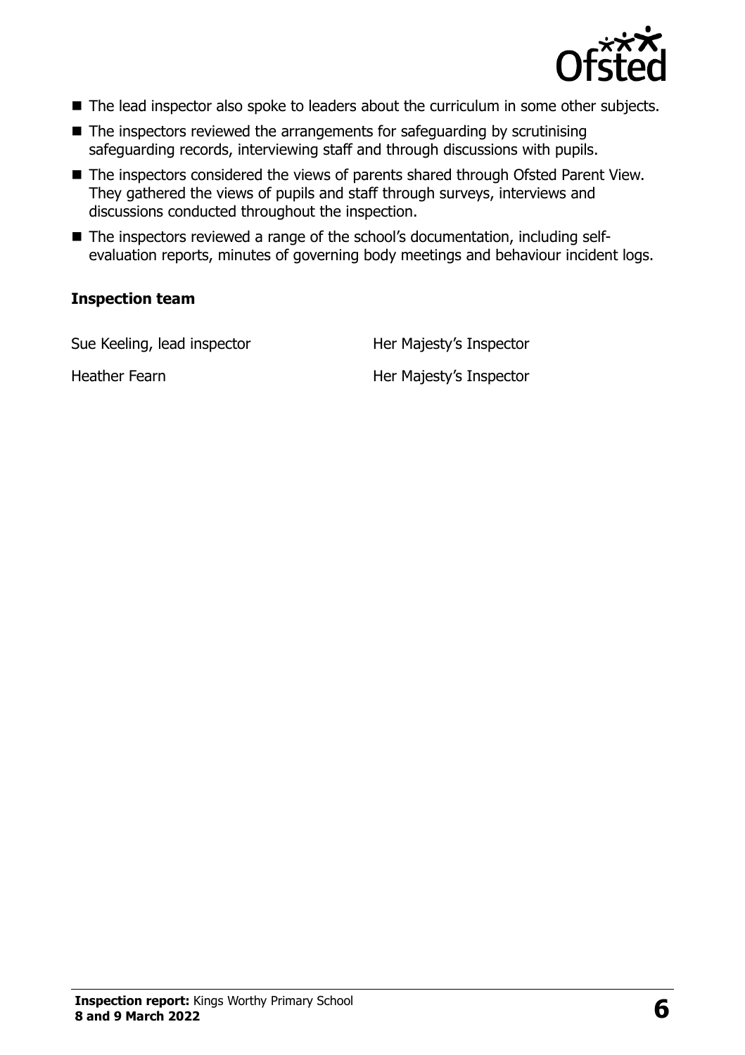- The lead inspector also spoke to leaders about the curriculum in some other subjects.
- The inspectors reviewed the arrangements for safeguarding by scrutinising safeguarding records, interviewing staff and through discussions with pupils.
- The inspectors considered the views of parents shared through Ofsted Parent View. They gathered the views of pupils and staff through surveys, interviews and discussions conducted throughout the inspection.
- The inspectors reviewed a range of the school's documentation, including self-evaluation reports, minutes of governing body meetings and behaviour incident logs.

### Inspection team

| | |
|---|---|
| Sue Keeling, lead inspector | Her Majesty's Inspector |
| Heather Fearn | Her Majesty's Inspector |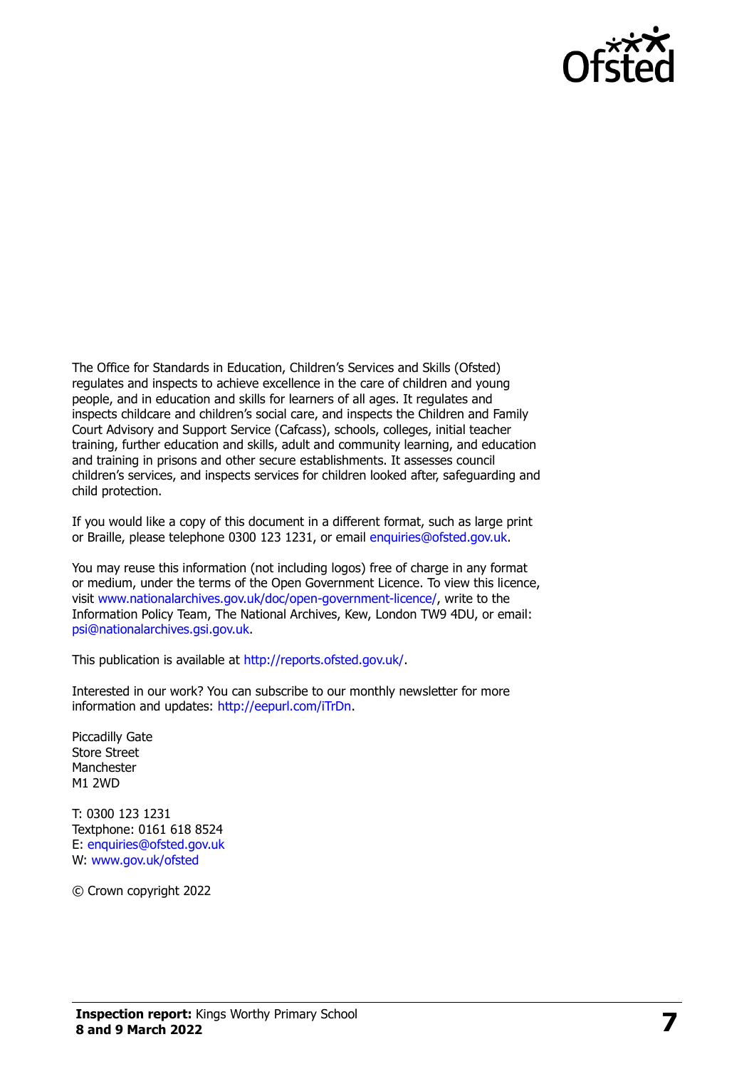The Office for Standards in Education, Children's Services and Skills (Ofsted) regulates and inspects to achieve excellence in the care of children and young people, and in education and skills for learners of all ages. It regulates and inspects childcare and children's social care, and inspects the Children and Family Court Advisory and Support Service (Cafcass), schools, colleges, initial teacher training, further education and skills, adult and community learning, and education and training in prisons and other secure establishments. It assesses council children's services, and inspects services for children looked after, safeguarding and child protection.

If you would like a copy of this document in a different format, such as large print or Braille, please telephone 0300 123 1231, or email enquiries@ofsted.gov.uk.

You may reuse this information (not including logos) free of charge in any format or medium, under the terms of the Open Government Licence. To view this licence, visit www.nationalarchives.gov.uk/doc/open-government-licence/, write to the Information Policy Team, The National Archives, Kew, London TW9 4DU, or email: psi@nationalarchives.gsi.gov.uk.

This publication is available at http://reports.ofsted.gov.uk/.

Interested in our work? You can subscribe to our monthly newsletter for more information and updates: http://eepurl.com/iTrDn.

Piccadilly Gate
Store Street
Manchester
M1 2WD

T: 0300 123 1231
Textphone: 0161 618 8524
E: enquiries@ofsted.gov.uk
W: www.gov.uk/ofsted

© Crown copyright 2022